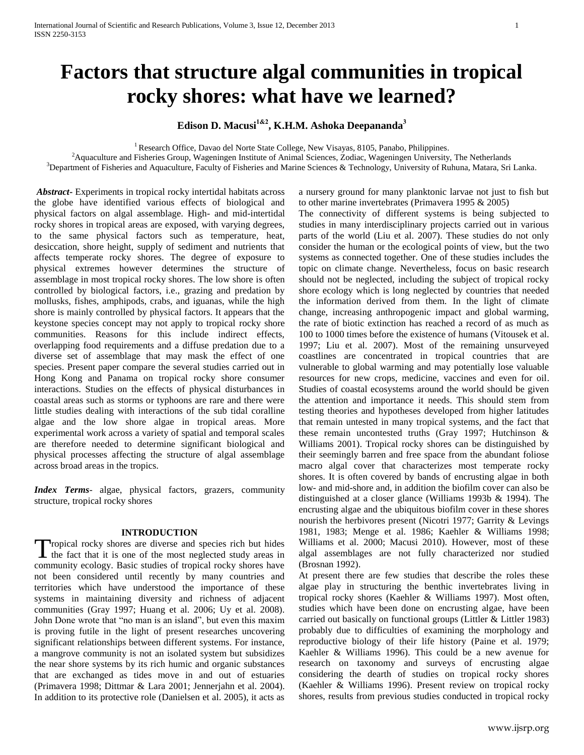# Factors that structure algal communities in tropical rocky shores: what have we learned?

**Edison D. Macusi[1&2], K.H.M. Ashoka Deepananda[3]**

[1] Research Office, Davao del Norte State College, New Visayas, 8105, Panabo, Philippines.
[2] Aquaculture and Fisheries Group, Wageningen Institute of Animal Sciences, Zodiac, Wageningen University, The Netherlands
[3] Department of Fisheries and Aquaculture, Faculty of Fisheries and Marine Sciences & Technology, University of Ruhuna, Matara, Sri Lanka.

***Abstract*-** Experiments in tropical rocky intertidal habitats across the globe have identified various effects of biological and physical factors on algal assemblage. High- and mid-intertidal rocky shores in tropical areas are exposed, with varying degrees, to the same physical factors such as temperature, heat, desiccation, shore height, supply of sediment and nutrients that affects temperate rocky shores. The degree of exposure to physical extremes however determines the structure of assemblage in most tropical rocky shores. The low shore is often controlled by biological factors, i.e., grazing and predation by mollusks, fishes, amphipods, crabs, and iguanas, while the high shore is mainly controlled by physical factors. It appears that the keystone species concept may not apply to tropical rocky shore communities. Reasons for this include indirect effects, overlapping food requirements and a diffuse predation due to a diverse set of assemblage that may mask the effect of one species. Present paper compare the several studies carried out in Hong Kong and Panama on tropical rocky shore consumer interactions. Studies on the effects of physical disturbances in coastal areas such as storms or typhoons are rare and there were little studies dealing with interactions of the sub tidal coralline algae and the low shore algae in tropical areas. More experimental work across a variety of spatial and temporal scales are therefore needed to determine significant biological and physical processes affecting the structure of algal assemblage across broad areas in the tropics.

***Index Terms*-** algae, physical factors, grazers, community structure, tropical rocky shores

## INTRODUCTION

Tropical rocky shores are diverse and species rich but hides the fact that it is one of the most neglected study areas in community ecology. Basic studies of tropical rocky shores have not been considered until recently by many countries and territories which have understood the importance of these systems in maintaining diversity and richness of adjacent communities (Gray 1997; Huang et al. 2006; Uy et al. 2008). John Done wrote that "no man is an island", but even this maxim is proving futile in the light of present researches uncovering significant relationships between different systems. For instance, a mangrove community is not an isolated system but subsidizes the near shore systems by its rich humic and organic substances that are exchanged as tides move in and out of estuaries (Primavera 1998; Dittmar & Lara 2001; Jennerjahn et al. 2004). In addition to its protective role (Danielsen et al. 2005), it acts as a nursery ground for many planktonic larvae not just to fish but to other marine invertebrates (Primavera 1995 & 2005)

The connectivity of different systems is being subjected to studies in many interdisciplinary projects carried out in various parts of the world (Liu et al. 2007). These studies do not only consider the human or the ecological points of view, but the two systems as connected together. One of these studies includes the topic on climate change. Nevertheless, focus on basic research should not be neglected, including the subject of tropical rocky shore ecology which is long neglected by countries that needed the information derived from them. In the light of climate change, increasing anthropogenic impact and global warming, the rate of biotic extinction has reached a record of as much as 100 to 1000 times before the existence of humans (Vitousek et al. 1997; Liu et al. 2007). Most of the remaining unsurveyed coastlines are concentrated in tropical countries that are vulnerable to global warming and may potentially lose valuable resources for new crops, medicine, vaccines and even for oil. Studies of coastal ecosystems around the world should be given the attention and importance it needs. This should stem from testing theories and hypotheses developed from higher latitudes that remain untested in many tropical systems, and the fact that these remain uncontested truths (Gray 1997; Hutchinson & Williams 2001). Tropical rocky shores can be distinguished by their seemingly barren and free space from the abundant foliose macro algal cover that characterizes most temperate rocky shores. It is often covered by bands of encrusting algae in both low- and mid-shore and, in addition the biofilm cover can also be distinguished at a closer glance (Williams 1993b & 1994). The encrusting algae and the ubiquitous biofilm cover in these shores nourish the herbivores present (Nicotri 1977; Garrity & Levings 1981, 1983; Menge et al. 1986; Kaehler & Williams 1998; Williams et al. 2000; Macusi 2010). However, most of these algal assemblages are not fully characterized nor studied (Brosnan 1992).

At present there are few studies that describe the roles these algae play in structuring the benthic invertebrates living in tropical rocky shores (Kaehler & Williams 1997). Most often, studies which have been done on encrusting algae, have been carried out basically on functional groups (Littler & Littler 1983) probably due to difficulties of examining the morphology and reproductive biology of their life history (Paine et al. 1979; Kaehler & Williams 1996). This could be a new avenue for research on taxonomy and surveys of encrusting algae considering the dearth of studies on tropical rocky shores (Kaehler & Williams 1996). Present review on tropical rocky shores, results from previous studies conducted in tropical rocky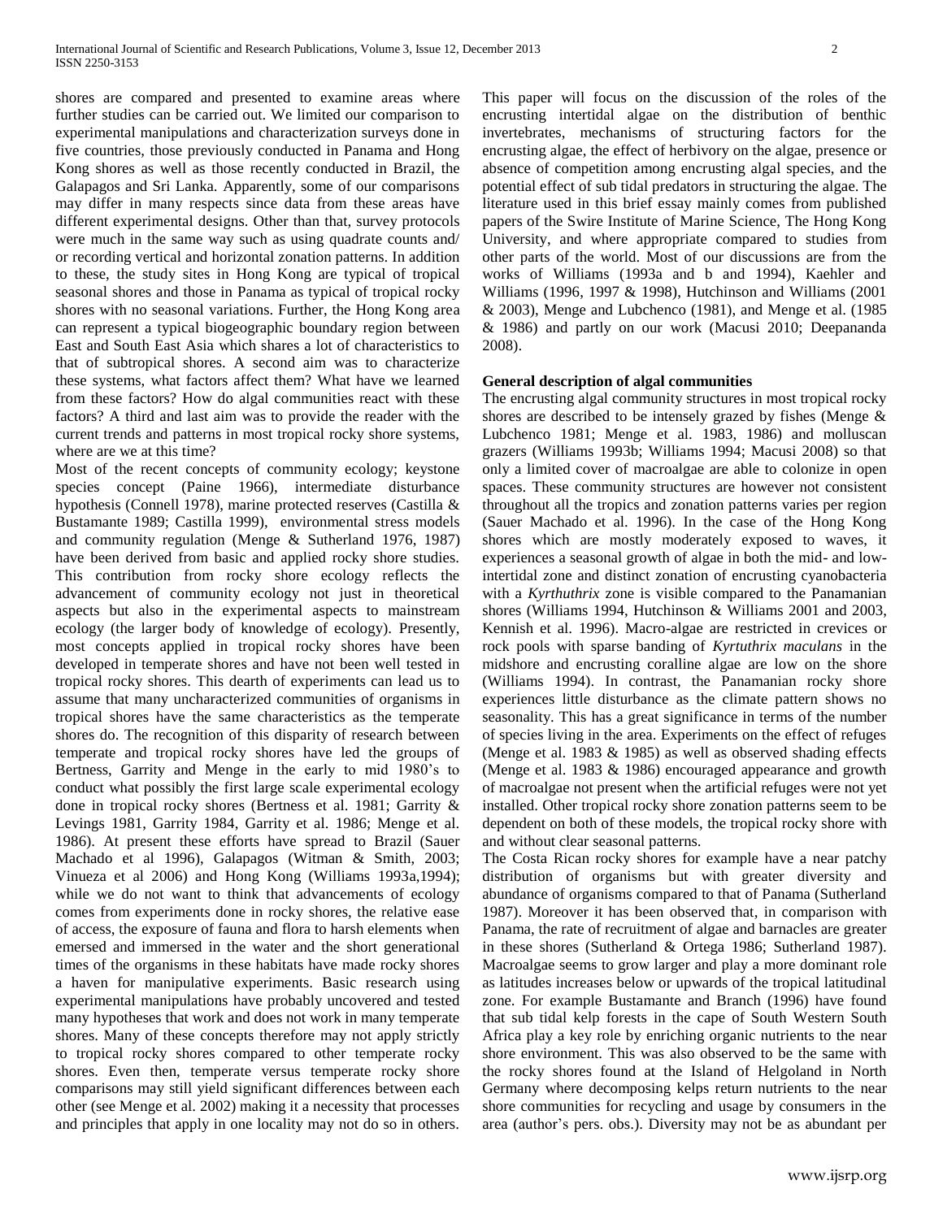shores are compared and presented to examine areas where further studies can be carried out. We limited our comparison to experimental manipulations and characterization surveys done in five countries, those previously conducted in Panama and Hong Kong shores as well as those recently conducted in Brazil, the Galapagos and Sri Lanka. Apparently, some of our comparisons may differ in many respects since data from these areas have different experimental designs. Other than that, survey protocols were much in the same way such as using quadrate counts and/ or recording vertical and horizontal zonation patterns. In addition to these, the study sites in Hong Kong are typical of tropical seasonal shores and those in Panama as typical of tropical rocky shores with no seasonal variations. Further, the Hong Kong area can represent a typical biogeographic boundary region between East and South East Asia which shares a lot of characteristics to that of subtropical shores. A second aim was to characterize these systems, what factors affect them? What have we learned from these factors? How do algal communities react with these factors? A third and last aim was to provide the reader with the current trends and patterns in most tropical rocky shore systems, where are we at this time?

Most of the recent concepts of community ecology; keystone species concept (Paine 1966), intermediate disturbance hypothesis (Connell 1978), marine protected reserves (Castilla & Bustamante 1989; Castilla 1999), environmental stress models and community regulation (Menge & Sutherland 1976, 1987) have been derived from basic and applied rocky shore studies. This contribution from rocky shore ecology reflects the advancement of community ecology not just in theoretical aspects but also in the experimental aspects to mainstream ecology (the larger body of knowledge of ecology). Presently, most concepts applied in tropical rocky shores have been developed in temperate shores and have not been well tested in tropical rocky shores. This dearth of experiments can lead us to assume that many uncharacterized communities of organisms in tropical shores have the same characteristics as the temperate shores do. The recognition of this disparity of research between temperate and tropical rocky shores have led the groups of Bertness, Garrity and Menge in the early to mid 1980's to conduct what possibly the first large scale experimental ecology done in tropical rocky shores (Bertness et al. 1981; Garrity & Levings 1981, Garrity 1984, Garrity et al. 1986; Menge et al. 1986). At present these efforts have spread to Brazil (Sauer Machado et al 1996), Galapagos (Witman & Smith, 2003; Vinueza et al 2006) and Hong Kong (Williams 1993a,1994); while we do not want to think that advancements of ecology comes from experiments done in rocky shores, the relative ease of access, the exposure of fauna and flora to harsh elements when emersed and immersed in the water and the short generational times of the organisms in these habitats have made rocky shores a haven for manipulative experiments. Basic research using experimental manipulations have probably uncovered and tested many hypotheses that work and does not work in many temperate shores. Many of these concepts therefore may not apply strictly to tropical rocky shores compared to other temperate rocky shores. Even then, temperate versus temperate rocky shore comparisons may still yield significant differences between each other (see Menge et al. 2002) making it a necessity that processes and principles that apply in one locality may not do so in others.

This paper will focus on the discussion of the roles of the encrusting intertidal algae on the distribution of benthic invertebrates, mechanisms of structuring factors for the encrusting algae, the effect of herbivory on the algae, presence or absence of competition among encrusting algal species, and the potential effect of sub tidal predators in structuring the algae. The literature used in this brief essay mainly comes from published papers of the Swire Institute of Marine Science, The Hong Kong University, and where appropriate compared to studies from other parts of the world. Most of our discussions are from the works of Williams (1993a and b and 1994), Kaehler and Williams (1996, 1997 & 1998), Hutchinson and Williams (2001 & 2003), Menge and Lubchenco (1981), and Menge et al. (1985 & 1986) and partly on our work (Macusi 2010; Deepananda 2008).

**General description of algal communities**

The encrusting algal community structures in most tropical rocky shores are described to be intensely grazed by fishes (Menge & Lubchenco 1981; Menge et al. 1983, 1986) and molluscan grazers (Williams 1993b; Williams 1994; Macusi 2008) so that only a limited cover of macroalgae are able to colonize in open spaces. These community structures are however not consistent throughout all the tropics and zonation patterns varies per region (Sauer Machado et al. 1996). In the case of the Hong Kong shores which are mostly moderately exposed to waves, it experiences a seasonal growth of algae in both the mid- and low-intertidal zone and distinct zonation of encrusting cyanobacteria with a *Kyrthuthrix* zone is visible compared to the Panamanian shores (Williams 1994, Hutchinson & Williams 2001 and 2003, Kennish et al. 1996). Macro-algae are restricted in crevices or rock pools with sparse banding of *Kyrtuthrix maculans* in the midshore and encrusting coralline algae are low on the shore (Williams 1994). In contrast, the Panamanian rocky shore experiences little disturbance as the climate pattern shows no seasonality. This has a great significance in terms of the number of species living in the area. Experiments on the effect of refuges (Menge et al. 1983 & 1985) as well as observed shading effects (Menge et al. 1983 & 1986) encouraged appearance and growth of macroalgae not present when the artificial refuges were not yet installed. Other tropical rocky shore zonation patterns seem to be dependent on both of these models, the tropical rocky shore with and without clear seasonal patterns.

The Costa Rican rocky shores for example have a near patchy distribution of organisms but with greater diversity and abundance of organisms compared to that of Panama (Sutherland 1987). Moreover it has been observed that, in comparison with Panama, the rate of recruitment of algae and barnacles are greater in these shores (Sutherland & Ortega 1986; Sutherland 1987). Macroalgae seems to grow larger and play a more dominant role as latitudes increases below or upwards of the tropical latitudinal zone. For example Bustamante and Branch (1996) have found that sub tidal kelp forests in the cape of South Western South Africa play a key role by enriching organic nutrients to the near shore environment. This was also observed to be the same with the rocky shores found at the Island of Helgoland in North Germany where decomposing kelps return nutrients to the near shore communities for recycling and usage by consumers in the area (author's pers. obs.). Diversity may not be as abundant per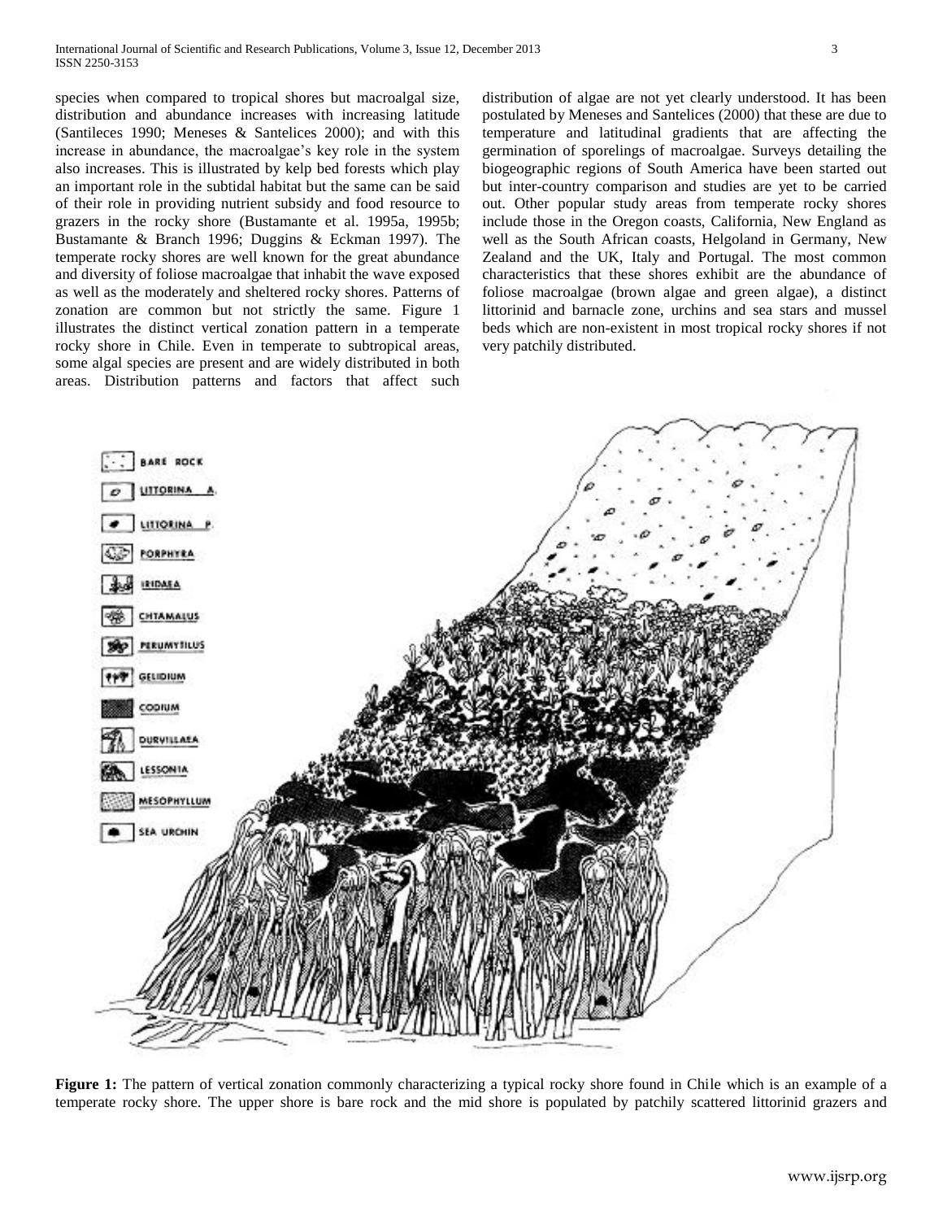species when compared to tropical shores but macroalgal size, distribution and abundance increases with increasing latitude (Santileces 1990; Meneses & Santelices 2000); and with this increase in abundance, the macroalgae's key role in the system also increases. This is illustrated by kelp bed forests which play an important role in the subtidal habitat but the same can be said of their role in providing nutrient subsidy and food resource to grazers in the rocky shore (Bustamante et al. 1995a, 1995b; Bustamante & Branch 1996; Duggins & Eckman 1997). The temperate rocky shores are well known for the great abundance and diversity of foliose macroalgae that inhabit the wave exposed as well as the moderately and sheltered rocky shores. Patterns of zonation are common but not strictly the same. Figure 1 illustrates the distinct vertical zonation pattern in a temperate rocky shore in Chile. Even in temperate to subtropical areas, some algal species are present and are widely distributed in both areas. Distribution patterns and factors that affect such distribution of algae are not yet clearly understood. It has been postulated by Meneses and Santelices (2000) that these are due to temperature and latitudinal gradients that are affecting the germination of sporelings of macroalgae. Surveys detailing the biogeographic regions of South America have been started out but inter-country comparison and studies are yet to be carried out. Other popular study areas from temperate rocky shores include those in the Oregon coasts, California, New England as well as the South African coasts, Helgoland in Germany, New Zealand and the UK, Italy and Portugal. The most common characteristics that these shores exhibit are the abundance of foliose macroalgae (brown algae and green algae), a distinct littorinid and barnacle zone, urchins and sea stars and mussel beds which are non-existent in most tropical rocky shores if not very patchily distributed.

**Figure 1:** The pattern of vertical zonation commonly characterizing a typical rocky shore found in Chile which is an example of a temperate rocky shore. The upper shore is bare rock and the mid shore is populated by patchily scattered littorinid grazers and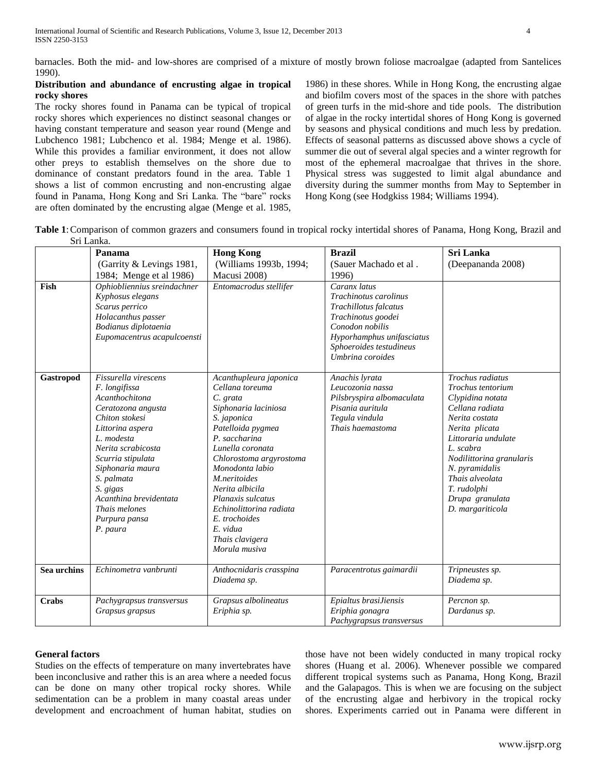barnacles. Both the mid- and low-shores are comprised of a mixture of mostly brown foliose macroalgae (adapted from Santelices 1990).

**Distribution and abundance of encrusting algae in tropical rocky shores**

The rocky shores found in Panama can be typical of tropical rocky shores which experiences no distinct seasonal changes or having constant temperature and season year round (Menge and Lubchenco 1981; Lubchenco et al. 1984; Menge et al. 1986). While this provides a familiar environment, it does not allow other preys to establish themselves on the shore due to dominance of constant predators found in the area. Table 1 shows a list of common encrusting and non-encrusting algae found in Panama, Hong Kong and Sri Lanka. The "bare" rocks are often dominated by the encrusting algae (Menge et al. 1985, 1986) in these shores. While in Hong Kong, the encrusting algae and biofilm covers most of the spaces in the shore with patches of green turfs in the mid-shore and tide pools. The distribution of algae in the rocky intertidal shores of Hong Kong is governed by seasons and physical conditions and much less by predation. Effects of seasonal patterns as discussed above shows a cycle of summer die out of several algal species and a winter regrowth for most of the ephemeral macroalgae that thrives in the shore. Physical stress was suggested to limit algal abundance and diversity during the summer months from May to September in Hong Kong (see Hodgkiss 1984; Williams 1994).

**Table 1**: Comparison of common grazers and consumers found in tropical rocky intertidal shores of Panama, Hong Kong, Brazil and Sri Lanka.

| | **Panama** (Garrity & Levings 1981, 1984; Menge et al 1986) | **Hong Kong** (Williams 1993b, 1994; Macusi 2008) | **Brazil** (Sauer Machado et al . 1996) | **Sri Lanka** (Deepananda 2008) |
|---|---|---|---|---|
| **Fish** | *Ophiobliennius sreindachner*<br>*Kyphosus elegans*<br>*Scarus perrico*<br>*Holacanthus passer*<br>*Bodianus diplotaenia*<br>*Eupomacentrus acapulcoensti* | *Entomacrodus stellifer* | *Caranx latus*<br>*Trachinotus carolinus*<br>*Trachillotus falcatus*<br>*Trachinotus goodei*<br>*Conodon nobilis*<br>*Hyporhamphus unifasciatus*<br>*Sphoeroides testudineus*<br>*Umbrina coroides* | |
| **Gastropod** | *Fissurella virescens*<br>*F. longifissa*<br>*Acanthochitona*<br>*Ceratozona angusta*<br>*Chiton stokesi*<br>*Littorina aspera*<br>*L. modesta*<br>*Nerita scrabicosta*<br>*Scurria stipulata*<br>*Siphonaria maura*<br>*S. palmata*<br>*S. gigas*<br>*Acanthina brevidentata*<br>*Thais melones*<br>*Purpura pansa*<br>*P. paura* | *Acanthupleura japonica*<br>*Cellana toreuma*<br>*C. grata*<br>*Siphonaria laciniosa*<br>*S. japonica*<br>*Patelloida pygmea*<br>*P. saccharina*<br>*Lunella coronata*<br>*Chlorostoma argyrostoma*<br>*Monodonta labio*<br>*M.neritoides*<br>*Nerita albicila*<br>*Planaxis sulcatus*<br>*Echinolittorina radiata*<br>*E. trochoides*<br>*E. vidua*<br>*Thais clavigera*<br>*Morula musiva* | *Anachis lyrata*<br>*Leucozonia nassa*<br>*Pilsbryspira albomaculata*<br>*Pisania auritula*<br>*Tegula vindula*<br>*Thais haemastoma* | *Trochus radiatus*<br>*Trochus tentorium*<br>*Clypidina notata*<br>*Cellana radiata*<br>*Nerita costata*<br>*Nerita plicata*<br>*Littoraria undulate*<br>*L. scabra*<br>*Nodilittorina granularis*<br>*N. pyramidalis*<br>*Thais alveolata*<br>*T. rudolphi*<br>*Drupa granulata*<br>*D. margariticola* |
| **Sea urchins** | *Echinometra vanbrunti* | *Anthocnidaris crasspina*<br>*Diadema sp.* | *Paracentrotus gaimardii* | *Tripneustes sp.*<br>*Diadema sp.* |
| **Crabs** | *Pachygrapsus transversus*<br>*Grapsus grapsus* | *Grapsus albolineatus*<br>*Eriphia sp.* | *Epialtus brasiJiensis*<br>*Eriphia gonagra*<br>*Pachygrapsus transversus* | *Percnon sp.*<br>*Dardanus sp.* |

**General factors**

Studies on the effects of temperature on many invertebrates have been inconclusive and rather this is an area where a needed focus can be done on many other tropical rocky shores. While sedimentation can be a problem in many coastal areas under development and encroachment of human habitat, studies on those have not been widely conducted in many tropical rocky shores (Huang et al. 2006). Whenever possible we compared different tropical systems such as Panama, Hong Kong, Brazil and the Galapagos. This is when we are focusing on the subject of the encrusting algae and herbivory in the tropical rocky shores. Experiments carried out in Panama were different in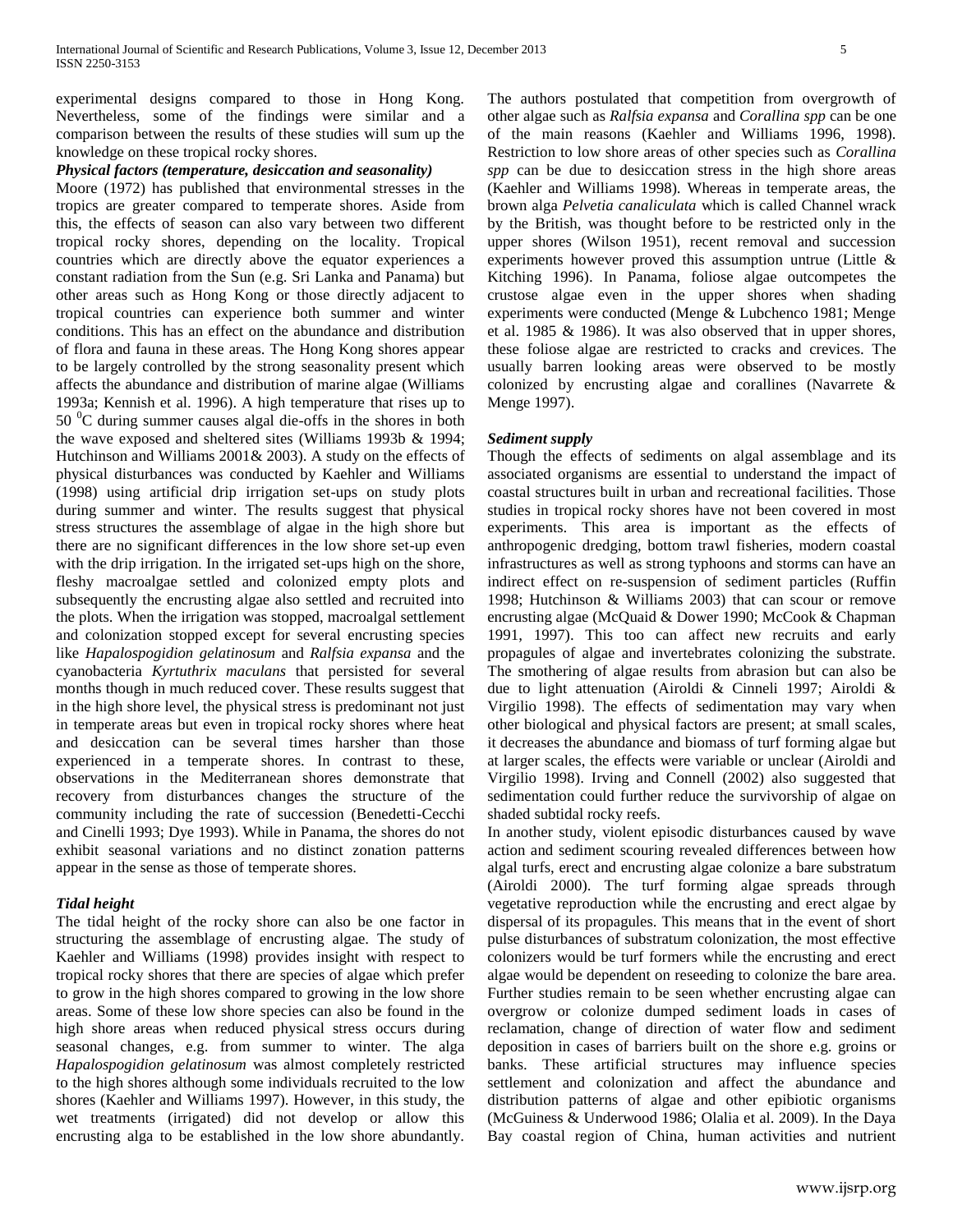experimental designs compared to those in Hong Kong. Nevertheless, some of the findings were similar and a comparison between the results of these studies will sum up the knowledge on these tropical rocky shores.

***Physical factors (temperature, desiccation and seasonality)***

Moore (1972) has published that environmental stresses in the tropics are greater compared to temperate shores. Aside from this, the effects of season can also vary between two different tropical rocky shores, depending on the locality. Tropical countries which are directly above the equator experiences a constant radiation from the Sun (e.g. Sri Lanka and Panama) but other areas such as Hong Kong or those directly adjacent to tropical countries can experience both summer and winter conditions. This has an effect on the abundance and distribution of flora and fauna in these areas. The Hong Kong shores appear to be largely controlled by the strong seasonality present which affects the abundance and distribution of marine algae (Williams 1993a; Kennish et al. 1996). A high temperature that rises up to 50 $^0$C during summer causes algal die-offs in the shores in both the wave exposed and sheltered sites (Williams 1993b & 1994; Hutchinson and Williams 2001& 2003). A study on the effects of physical disturbances was conducted by Kaehler and Williams (1998) using artificial drip irrigation set-ups on study plots during summer and winter. The results suggest that physical stress structures the assemblage of algae in the high shore but there are no significant differences in the low shore set-up even with the drip irrigation. In the irrigated set-ups high on the shore, fleshy macroalgae settled and colonized empty plots and subsequently the encrusting algae also settled and recruited into the plots. When the irrigation was stopped, macroalgal settlement and colonization stopped except for several encrusting species like *Hapalospogidion gelatinosum* and *Ralfsia expansa* and the cyanobacteria *Kyrtuthrix maculans* that persisted for several months though in much reduced cover. These results suggest that in the high shore level, the physical stress is predominant not just in temperate areas but even in tropical rocky shores where heat and desiccation can be several times harsher than those experienced in a temperate shores. In contrast to these, observations in the Mediterranean shores demonstrate that recovery from disturbances changes the structure of the community including the rate of succession (Benedetti-Cecchi and Cinelli 1993; Dye 1993). While in Panama, the shores do not exhibit seasonal variations and no distinct zonation patterns appear in the sense as those of temperate shores.

***Tidal height***

The tidal height of the rocky shore can also be one factor in structuring the assemblage of encrusting algae. The study of Kaehler and Williams (1998) provides insight with respect to tropical rocky shores that there are species of algae which prefer to grow in the high shores compared to growing in the low shore areas. Some of these low shore species can also be found in the high shore areas when reduced physical stress occurs during seasonal changes, e.g. from summer to winter. The alga *Hapalospogidion gelatinosum* was almost completely restricted to the high shores although some individuals recruited to the low shores (Kaehler and Williams 1997). However, in this study, the wet treatments (irrigated) did not develop or allow this encrusting alga to be established in the low shore abundantly. The authors postulated that competition from overgrowth of other algae such as *Ralfsia expansa* and *Corallina spp* can be one of the main reasons (Kaehler and Williams 1996, 1998). Restriction to low shore areas of other species such as *Corallina spp* can be due to desiccation stress in the high shore areas (Kaehler and Williams 1998). Whereas in temperate areas, the brown alga *Pelvetia canaliculata* which is called Channel wrack by the British, was thought before to be restricted only in the upper shores (Wilson 1951), recent removal and succession experiments however proved this assumption untrue (Little & Kitching 1996). In Panama, foliose algae outcompetes the crustose algae even in the upper shores when shading experiments were conducted (Menge & Lubchenco 1981; Menge et al. 1985 & 1986). It was also observed that in upper shores, these foliose algae are restricted to cracks and crevices. The usually barren looking areas were observed to be mostly colonized by encrusting algae and corallines (Navarrete & Menge 1997).

***Sediment supply***

Though the effects of sediments on algal assemblage and its associated organisms are essential to understand the impact of coastal structures built in urban and recreational facilities. Those studies in tropical rocky shores have not been covered in most experiments. This area is important as the effects of anthropogenic dredging, bottom trawl fisheries, modern coastal infrastructures as well as strong typhoons and storms can have an indirect effect on re-suspension of sediment particles (Ruffin 1998; Hutchinson & Williams 2003) that can scour or remove encrusting algae (McQuaid & Dower 1990; McCook & Chapman 1991, 1997). This too can affect new recruits and early propagules of algae and invertebrates colonizing the substrate. The smothering of algae results from abrasion but can also be due to light attenuation (Airoldi & Cinneli 1997; Airoldi & Virgilio 1998). The effects of sedimentation may vary when other biological and physical factors are present; at small scales, it decreases the abundance and biomass of turf forming algae but at larger scales, the effects were variable or unclear (Airoldi and Virgilio 1998). Irving and Connell (2002) also suggested that sedimentation could further reduce the survivorship of algae on shaded subtidal rocky reefs.

In another study, violent episodic disturbances caused by wave action and sediment scouring revealed differences between how algal turfs, erect and encrusting algae colonize a bare substratum (Airoldi 2000). The turf forming algae spreads through vegetative reproduction while the encrusting and erect algae by dispersal of its propagules. This means that in the event of short pulse disturbances of substratum colonization, the most effective colonizers would be turf formers while the encrusting and erect algae would be dependent on reseeding to colonize the bare area. Further studies remain to be seen whether encrusting algae can overgrow or colonize dumped sediment loads in cases of reclamation, change of direction of water flow and sediment deposition in cases of barriers built on the shore e.g. groins or banks. These artificial structures may influence species settlement and colonization and affect the abundance and distribution patterns of algae and other epibiotic organisms (McGuiness & Underwood 1986; Olalia et al. 2009). In the Daya Bay coastal region of China, human activities and nutrient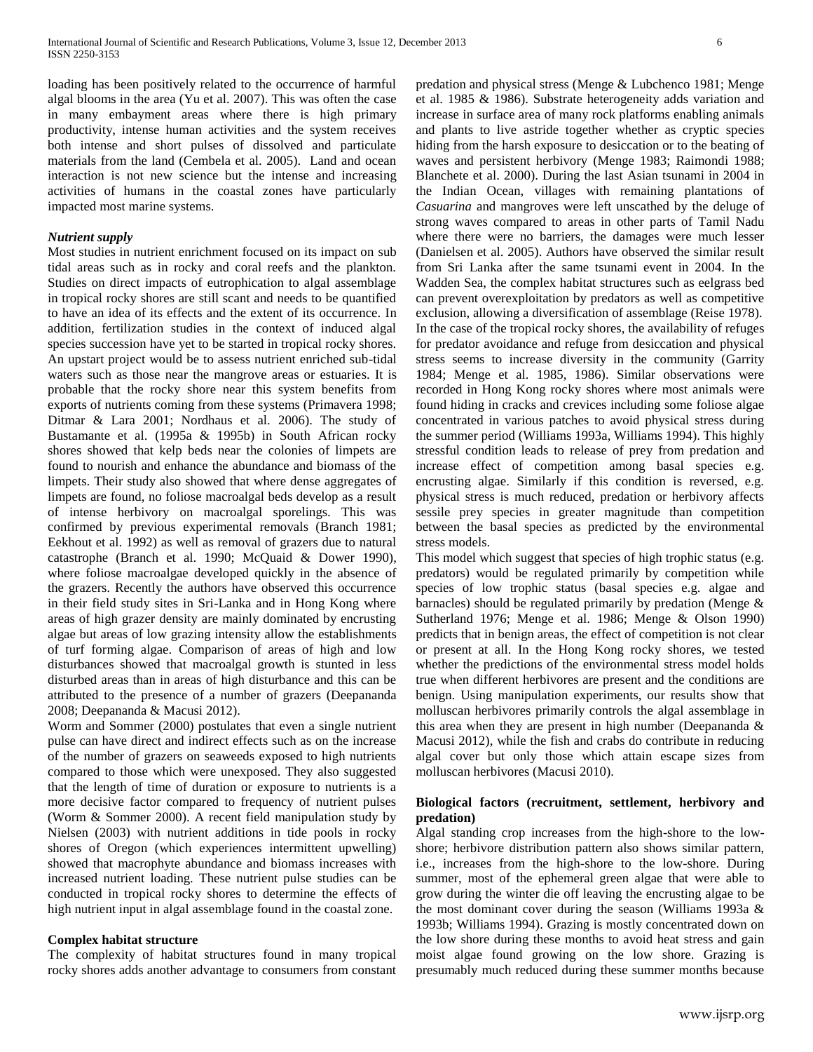loading has been positively related to the occurrence of harmful algal blooms in the area (Yu et al. 2007). This was often the case in many embayment areas where there is high primary productivity, intense human activities and the system receives both intense and short pulses of dissolved and particulate materials from the land (Cembela et al. 2005). Land and ocean interaction is not new science but the intense and increasing activities of humans in the coastal zones have particularly impacted most marine systems.

***Nutrient supply***

Most studies in nutrient enrichment focused on its impact on sub tidal areas such as in rocky and coral reefs and the plankton. Studies on direct impacts of eutrophication to algal assemblage in tropical rocky shores are still scant and needs to be quantified to have an idea of its effects and the extent of its occurrence. In addition, fertilization studies in the context of induced algal species succession have yet to be started in tropical rocky shores. An upstart project would be to assess nutrient enriched sub-tidal waters such as those near the mangrove areas or estuaries. It is probable that the rocky shore near this system benefits from exports of nutrients coming from these systems (Primavera 1998; Ditmar & Lara 2001; Nordhaus et al. 2006). The study of Bustamante et al. (1995a & 1995b) in South African rocky shores showed that kelp beds near the colonies of limpets are found to nourish and enhance the abundance and biomass of the limpets. Their study also showed that where dense aggregates of limpets are found, no foliose macroalgal beds develop as a result of intense herbivory on macroalgal sporelings. This was confirmed by previous experimental removals (Branch 1981; Eekhout et al. 1992) as well as removal of grazers due to natural catastrophe (Branch et al. 1990; McQuaid & Dower 1990), where foliose macroalgae developed quickly in the absence of the grazers. Recently the authors have observed this occurrence in their field study sites in Sri-Lanka and in Hong Kong where areas of high grazer density are mainly dominated by encrusting algae but areas of low grazing intensity allow the establishments of turf forming algae. Comparison of areas of high and low disturbances showed that macroalgal growth is stunted in less disturbed areas than in areas of high disturbance and this can be attributed to the presence of a number of grazers (Deepananda 2008; Deepananda & Macusi 2012).

Worm and Sommer (2000) postulates that even a single nutrient pulse can have direct and indirect effects such as on the increase of the number of grazers on seaweeds exposed to high nutrients compared to those which were unexposed. They also suggested that the length of time of duration or exposure to nutrients is a more decisive factor compared to frequency of nutrient pulses (Worm & Sommer 2000). A recent field manipulation study by Nielsen (2003) with nutrient additions in tide pools in rocky shores of Oregon (which experiences intermittent upwelling) showed that macrophyte abundance and biomass increases with increased nutrient loading. These nutrient pulse studies can be conducted in tropical rocky shores to determine the effects of high nutrient input in algal assemblage found in the coastal zone.

**Complex habitat structure**

The complexity of habitat structures found in many tropical rocky shores adds another advantage to consumers from constant predation and physical stress (Menge & Lubchenco 1981; Menge et al. 1985 & 1986). Substrate heterogeneity adds variation and increase in surface area of many rock platforms enabling animals and plants to live astride together whether as cryptic species hiding from the harsh exposure to desiccation or to the beating of waves and persistent herbivory (Menge 1983; Raimondi 1988; Blanchete et al. 2000). During the last Asian tsunami in 2004 in the Indian Ocean, villages with remaining plantations of *Casuarina* and mangroves were left unscathed by the deluge of strong waves compared to areas in other parts of Tamil Nadu where there were no barriers, the damages were much lesser (Danielsen et al. 2005). Authors have observed the similar result from Sri Lanka after the same tsunami event in 2004. In the Wadden Sea, the complex habitat structures such as eelgrass bed can prevent overexploitation by predators as well as competitive exclusion, allowing a diversification of assemblage (Reise 1978). In the case of the tropical rocky shores, the availability of refuges for predator avoidance and refuge from desiccation and physical stress seems to increase diversity in the community (Garrity 1984; Menge et al. 1985, 1986). Similar observations were recorded in Hong Kong rocky shores where most animals were found hiding in cracks and crevices including some foliose algae concentrated in various patches to avoid physical stress during the summer period (Williams 1993a, Williams 1994). This highly stressful condition leads to release of prey from predation and increase effect of competition among basal species e.g. encrusting algae. Similarly if this condition is reversed, e.g. physical stress is much reduced, predation or herbivory affects sessile prey species in greater magnitude than competition between the basal species as predicted by the environmental stress models.

This model which suggest that species of high trophic status (e.g. predators) would be regulated primarily by competition while species of low trophic status (basal species e.g. algae and barnacles) should be regulated primarily by predation (Menge & Sutherland 1976; Menge et al. 1986; Menge & Olson 1990) predicts that in benign areas, the effect of competition is not clear or present at all. In the Hong Kong rocky shores, we tested whether the predictions of the environmental stress model holds true when different herbivores are present and the conditions are benign. Using manipulation experiments, our results show that molluscan herbivores primarily controls the algal assemblage in this area when they are present in high number (Deepananda & Macusi 2012), while the fish and crabs do contribute in reducing algal cover but only those which attain escape sizes from molluscan herbivores (Macusi 2010).

**Biological factors (recruitment, settlement, herbivory and predation)**

Algal standing crop increases from the high-shore to the low-shore; herbivore distribution pattern also shows similar pattern, i.e., increases from the high-shore to the low-shore. During summer, most of the ephemeral green algae that were able to grow during the winter die off leaving the encrusting algae to be the most dominant cover during the season (Williams 1993a & 1993b; Williams 1994). Grazing is mostly concentrated down on the low shore during these months to avoid heat stress and gain moist algae found growing on the low shore. Grazing is presumably much reduced during these summer months because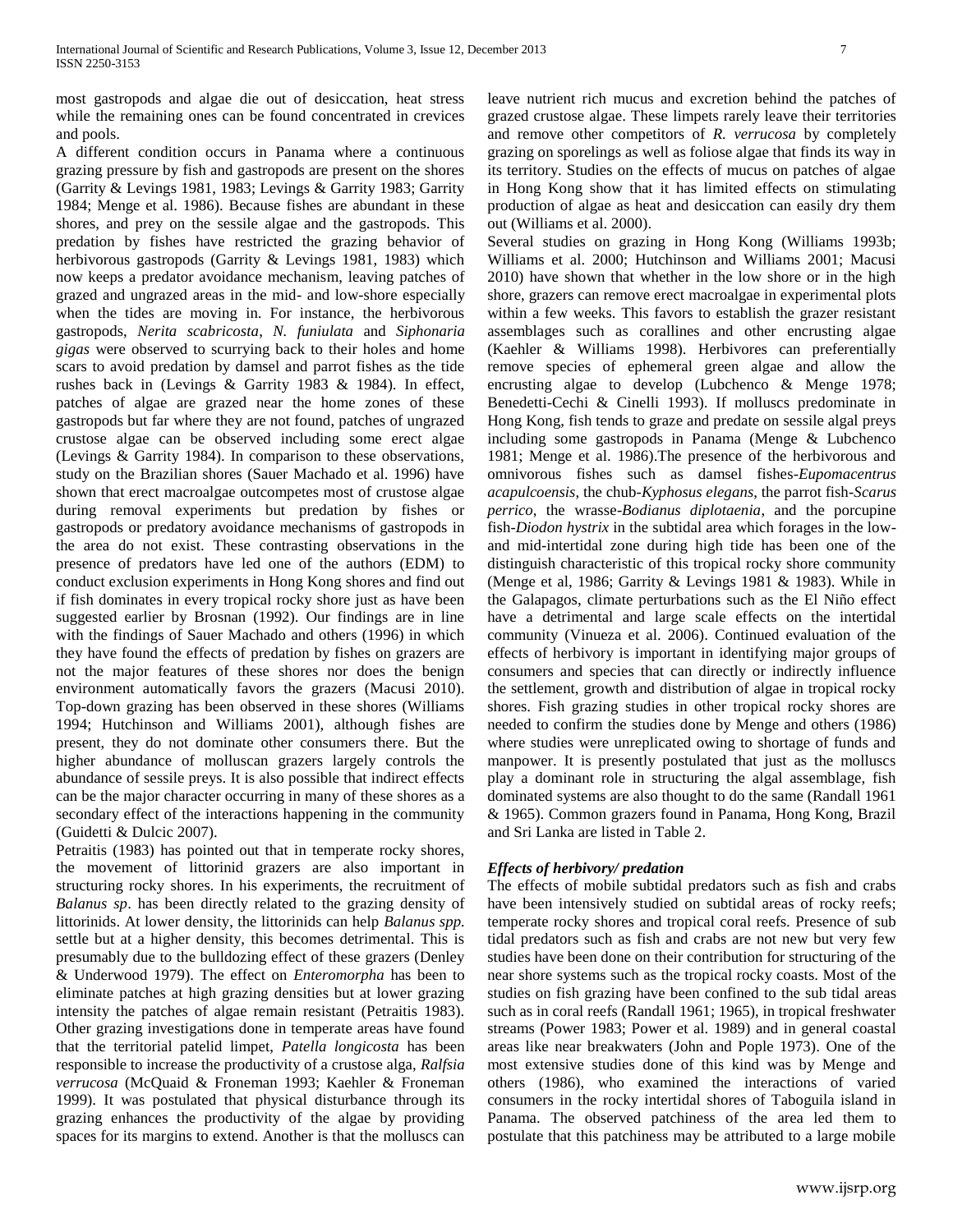most gastropods and algae die out of desiccation, heat stress while the remaining ones can be found concentrated in crevices and pools.

A different condition occurs in Panama where a continuous grazing pressure by fish and gastropods are present on the shores (Garrity & Levings 1981, 1983; Levings & Garrity 1983; Garrity 1984; Menge et al. 1986). Because fishes are abundant in these shores, and prey on the sessile algae and the gastropods. This predation by fishes have restricted the grazing behavior of herbivorous gastropods (Garrity & Levings 1981, 1983) which now keeps a predator avoidance mechanism, leaving patches of grazed and ungrazed areas in the mid- and low-shore especially when the tides are moving in. For instance, the herbivorous gastropods, *Nerita scabricosta*, *N. funiulata* and *Siphonaria gigas* were observed to scurrying back to their holes and home scars to avoid predation by damsel and parrot fishes as the tide rushes back in (Levings & Garrity 1983 & 1984). In effect, patches of algae are grazed near the home zones of these gastropods but far where they are not found, patches of ungrazed crustose algae can be observed including some erect algae (Levings & Garrity 1984). In comparison to these observations, study on the Brazilian shores (Sauer Machado et al. 1996) have shown that erect macroalgae outcompetes most of crustose algae during removal experiments but predation by fishes or gastropods or predatory avoidance mechanisms of gastropods in the area do not exist. These contrasting observations in the presence of predators have led one of the authors (EDM) to conduct exclusion experiments in Hong Kong shores and find out if fish dominates in every tropical rocky shore just as have been suggested earlier by Brosnan (1992). Our findings are in line with the findings of Sauer Machado and others (1996) in which they have found the effects of predation by fishes on grazers are not the major features of these shores nor does the benign environment automatically favors the grazers (Macusi 2010). Top-down grazing has been observed in these shores (Williams 1994; Hutchinson and Williams 2001), although fishes are present, they do not dominate other consumers there. But the higher abundance of molluscan grazers largely controls the abundance of sessile preys. It is also possible that indirect effects can be the major character occurring in many of these shores as a secondary effect of the interactions happening in the community (Guidetti & Dulcic 2007).

Petraitis (1983) has pointed out that in temperate rocky shores, the movement of littorinid grazers are also important in structuring rocky shores. In his experiments, the recruitment of *Balanus sp*. has been directly related to the grazing density of littorinids. At lower density, the littorinids can help *Balanus spp.* settle but at a higher density, this becomes detrimental. This is presumably due to the bulldozing effect of these grazers (Denley & Underwood 1979). The effect on *Enteromorpha* has been to eliminate patches at high grazing densities but at lower grazing intensity the patches of algae remain resistant (Petraitis 1983). Other grazing investigations done in temperate areas have found that the territorial patelid limpet, *Patella longicosta* has been responsible to increase the productivity of a crustose alga, *Ralfsia verrucosa* (McQuaid & Froneman 1993; Kaehler & Froneman 1999). It was postulated that physical disturbance through its grazing enhances the productivity of the algae by providing spaces for its margins to extend. Another is that the molluscs can leave nutrient rich mucus and excretion behind the patches of grazed crustose algae. These limpets rarely leave their territories and remove other competitors of *R. verrucosa* by completely grazing on sporelings as well as foliose algae that finds its way in its territory. Studies on the effects of mucus on patches of algae in Hong Kong show that it has limited effects on stimulating production of algae as heat and desiccation can easily dry them out (Williams et al. 2000).

Several studies on grazing in Hong Kong (Williams 1993b; Williams et al. 2000; Hutchinson and Williams 2001; Macusi 2010) have shown that whether in the low shore or in the high shore, grazers can remove erect macroalgae in experimental plots within a few weeks. This favors to establish the grazer resistant assemblages such as corallines and other encrusting algae (Kaehler & Williams 1998). Herbivores can preferentially remove species of ephemeral green algae and allow the encrusting algae to develop (Lubchenco & Menge 1978; Benedetti-Cechi & Cinelli 1993). If molluscs predominate in Hong Kong, fish tends to graze and predate on sessile algal preys including some gastropods in Panama (Menge & Lubchenco 1981; Menge et al. 1986).The presence of the herbivorous and omnivorous fishes such as damsel fishes-*Eupomacentrus acapulcoensis*, the chub-*Kyphosus elegans*, the parrot fish-*Scarus perrico*, the wrasse-*Bodianus diplotaenia*, and the porcupine fish-*Diodon hystrix* in the subtidal area which forages in the low- and mid-intertidal zone during high tide has been one of the distinguish characteristic of this tropical rocky shore community (Menge et al, 1986; Garrity & Levings 1981 & 1983). While in the Galapagos, climate perturbations such as the El Niño effect have a detrimental and large scale effects on the intertidal community (Vinueza et al. 2006). Continued evaluation of the effects of herbivory is important in identifying major groups of consumers and species that can directly or indirectly influence the settlement, growth and distribution of algae in tropical rocky shores. Fish grazing studies in other tropical rocky shores are needed to confirm the studies done by Menge and others (1986) where studies were unreplicated owing to shortage of funds and manpower. It is presently postulated that just as the molluscs play a dominant role in structuring the algal assemblage, fish dominated systems are also thought to do the same (Randall 1961 & 1965). Common grazers found in Panama, Hong Kong, Brazil and Sri Lanka are listed in Table 2.

### *Effects of herbivory/ predation*

The effects of mobile subtidal predators such as fish and crabs have been intensively studied on subtidal areas of rocky reefs; temperate rocky shores and tropical coral reefs. Presence of sub tidal predators such as fish and crabs are not new but very few studies have been done on their contribution for structuring of the near shore systems such as the tropical rocky coasts. Most of the studies on fish grazing have been confined to the sub tidal areas such as in coral reefs (Randall 1961; 1965), in tropical freshwater streams (Power 1983; Power et al. 1989) and in general coastal areas like near breakwaters (John and Pople 1973). One of the most extensive studies done of this kind was by Menge and others (1986), who examined the interactions of varied consumers in the rocky intertidal shores of Taboguila island in Panama. The observed patchiness of the area led them to postulate that this patchiness may be attributed to a large mobile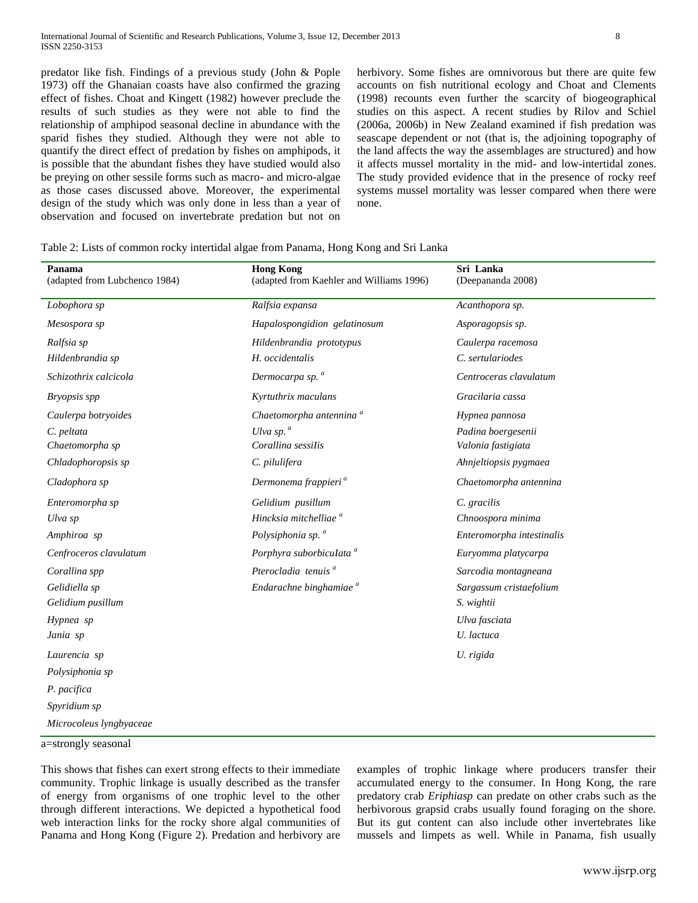predator like fish. Findings of a previous study (John & Pople 1973) off the Ghanaian coasts have also confirmed the grazing effect of fishes. Choat and Kingett (1982) however preclude the results of such studies as they were not able to find the relationship of amphipod seasonal decline in abundance with the sparid fishes they studied. Although they were not able to quantify the direct effect of predation by fishes on amphipods, it is possible that the abundant fishes they have studied would also be preying on other sessile forms such as macro- and micro-algae as those cases discussed above. Moreover, the experimental design of the study which was only done in less than a year of observation and focused on invertebrate predation but not on herbivory. Some fishes are omnivorous but there are quite few accounts on fish nutritional ecology and Choat and Clements (1998) recounts even further the scarcity of biogeographical studies on this aspect. A recent studies by Rilov and Schiel (2006a, 2006b) in New Zealand examined if fish predation was seascape dependent or not (that is, the adjoining topography of the land affects the way the assemblages are structured) and how it affects mussel mortality in the mid- and low-intertidal zones. The study provided evidence that in the presence of rocky reef systems mussel mortality was lesser compared when there were none.

Table 2: Lists of common rocky intertidal algae from Panama, Hong Kong and Sri Lanka

| **Panama** (adapted from Lubchenco 1984) | **Hong Kong** (adapted from Kaehler and Williams 1996) | **Sri Lanka** (Deepananda 2008) |
|---|---|---|
| *Lobophora sp* | *Ralfsia expansa* | *Acanthopora sp.* |
| *Mesospora sp* | *Hapalospongidion gelatinosum* | *Asporagopsis sp.* |
| *Ralfsia sp* | *Hildenbrandia prototypus* | *Caulerpa racemosa* |
| *Hildenbrandia sp* | *H. occidentalis* | *C. sertulariodes* |
| *Schizothrix calcicola* | *Dermocarpa sp.* [a] | *Centroceras clavulatum* |
| *Bryopsis spp* | *Kyrtuthrix maculans* | *Gracilaria cassa* |
| *Caulerpa botryoides* | *Chaetomorpha antennina* [a] | *Hypnea pannosa* |
| *C. peltata* | *Ulva sp.* [a] | *Padina boergesenii* |
| *Chaetomorpha sp* | *Corallina sessiIis* | *Valonia fastigiata* |
| *Chladophoropsis sp* | *C. pilulifera* | *Ahnjeltiopsis pygmaea* |
| *Cladophora sp* | *Dermonema frappieri* [a] | *Chaetomorpha antennina* |
| *Enteromorpha sp* | *Gelidium pusillum* | *C. gracilis* |
| *Ulva sp* | *Hincksia mitchelliae* [a] | *Chnoospora minima* |
| *Amphiroa sp* | *Polysiphonia sp.* [a] | *Enteromorpha intestinalis* |
| *Cenfroceros clavulatum* | *Porphyra suborbicuIata* [a] | *Euryomma platycarpa* |
| *Corallina spp* | *Pterocladia tenuis* [a] | *Sarcodia montagneana* |
| *Gelidiella sp* | *Endarachne binghamiae* [a] | *Sargassum cristaefolium* |
| *Gelidium pusillum* | | *S. wightii* |
| *Hypnea sp* | | *Ulva fasciata* |
| *Jania sp* | | *U. lactuca* |
| *Laurencia sp* | | *U. rigida* |
| *Polysiphonia sp* | | |
| *P. pacifica* | | |
| *Spyridium sp* | | |
| *Microcoleus lyngbyaceae* | | |

a=strongly seasonal

This shows that fishes can exert strong effects to their immediate community. Trophic linkage is usually described as the transfer of energy from organisms of one trophic level to the other through different interactions. We depicted a hypothetical food web interaction links for the rocky shore algal communities of Panama and Hong Kong (Figure 2). Predation and herbivory are examples of trophic linkage where producers transfer their accumulated energy to the consumer. In Hong Kong, the rare predatory crab *Eriphiasp* can predate on other crabs such as the herbivorous grapsid crabs usually found foraging on the shore. But its gut content can also include other invertebrates like mussels and limpets as well. While in Panama, fish usually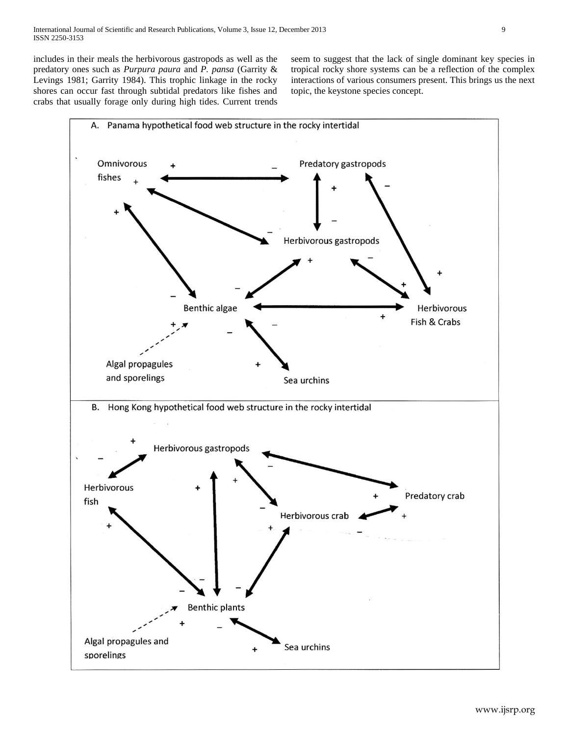includes in their meals the herbivorous gastropods as well as the predatory ones such as *Purpura paura* and *P. pansa* (Garrity & Levings 1981; Garrity 1984). This trophic linkage in the rocky shores can occur fast through subtidal predators like fishes and crabs that usually forage only during high tides. Current trends seem to suggest that the lack of single dominant key species in tropical rocky shore systems can be a reflection of the complex interactions of various consumers present. This brings us the next topic, the keystone species concept.

A. Panama hypothetical food web structure in the rocky intertidal

B. Hong Kong hypothetical food web structure in the rocky intertidal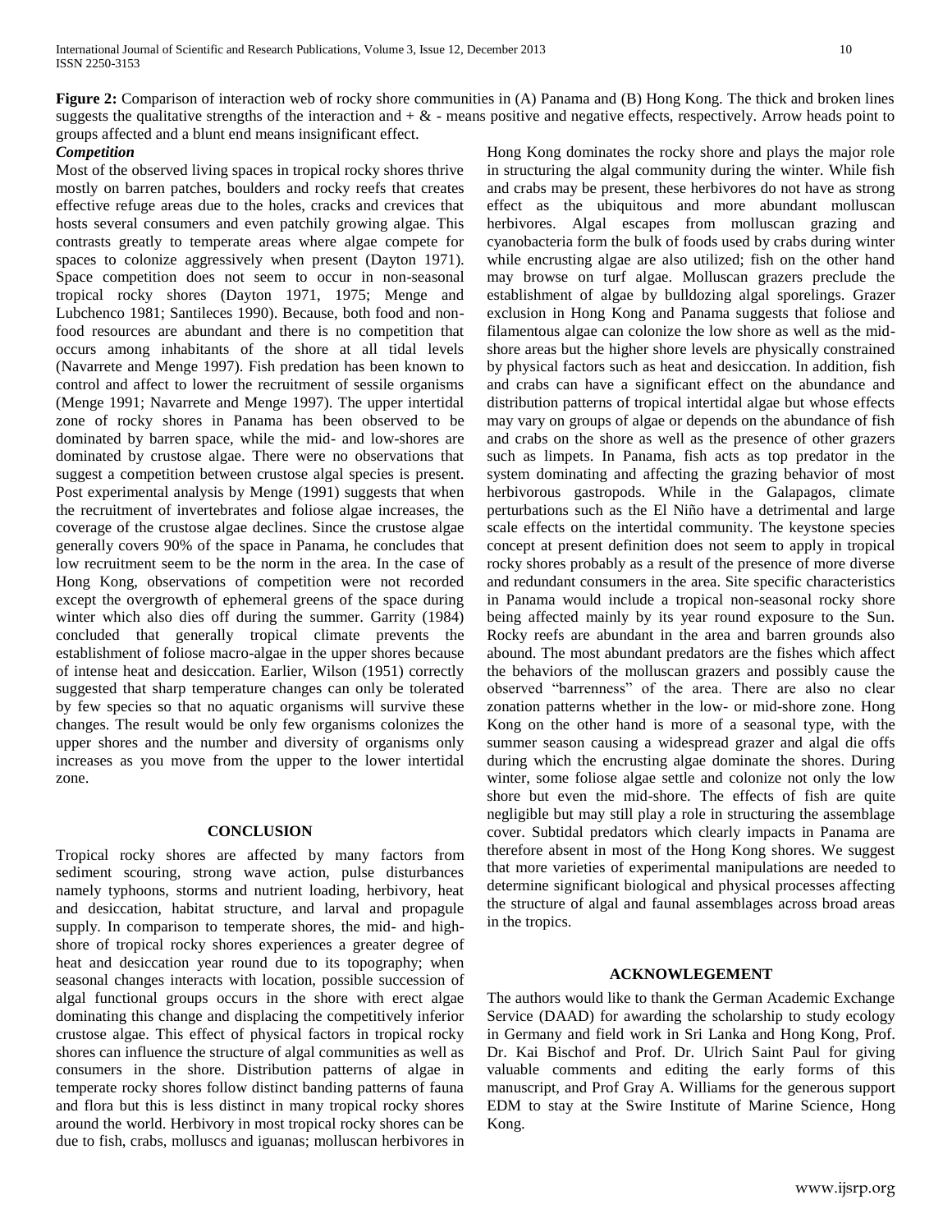**Figure 2:** Comparison of interaction web of rocky shore communities in (A) Panama and (B) Hong Kong. The thick and broken lines suggests the qualitative strengths of the interaction and + & - means positive and negative effects, respectively. Arrow heads point to groups affected and a blunt end means insignificant effect.

### *Competition*

Most of the observed living spaces in tropical rocky shores thrive mostly on barren patches, boulders and rocky reefs that creates effective refuge areas due to the holes, cracks and crevices that hosts several consumers and even patchily growing algae. This contrasts greatly to temperate areas where algae compete for spaces to colonize aggressively when present (Dayton 1971). Space competition does not seem to occur in non-seasonal tropical rocky shores (Dayton 1971, 1975; Menge and Lubchenco 1981; Santileces 1990). Because, both food and non-food resources are abundant and there is no competition that occurs among inhabitants of the shore at all tidal levels (Navarrete and Menge 1997). Fish predation has been known to control and affect to lower the recruitment of sessile organisms (Menge 1991; Navarrete and Menge 1997). The upper intertidal zone of rocky shores in Panama has been observed to be dominated by barren space, while the mid- and low-shores are dominated by crustose algae. There were no observations that suggest a competition between crustose algal species is present. Post experimental analysis by Menge (1991) suggests that when the recruitment of invertebrates and foliose algae increases, the coverage of the crustose algae declines. Since the crustose algae generally covers 90% of the space in Panama, he concludes that low recruitment seem to be the norm in the area. In the case of Hong Kong, observations of competition were not recorded except the overgrowth of ephemeral greens of the space during winter which also dies off during the summer. Garrity (1984) concluded that generally tropical climate prevents the establishment of foliose macro-algae in the upper shores because of intense heat and desiccation. Earlier, Wilson (1951) correctly suggested that sharp temperature changes can only be tolerated by few species so that no aquatic organisms will survive these changes. The result would be only few organisms colonizes the upper shores and the number and diversity of organisms only increases as you move from the upper to the lower intertidal zone.

## CONCLUSION

Tropical rocky shores are affected by many factors from sediment scouring, strong wave action, pulse disturbances namely typhoons, storms and nutrient loading, herbivory, heat and desiccation, habitat structure, and larval and propagule supply. In comparison to temperate shores, the mid- and high-shore of tropical rocky shores experiences a greater degree of heat and desiccation year round due to its topography; when seasonal changes interacts with location, possible succession of algal functional groups occurs in the shore with erect algae dominating this change and displacing the competitively inferior crustose algae. This effect of physical factors in tropical rocky shores can influence the structure of algal communities as well as consumers in the shore. Distribution patterns of algae in temperate rocky shores follow distinct banding patterns of fauna and flora but this is less distinct in many tropical rocky shores around the world. Herbivory in most tropical rocky shores can be due to fish, crabs, molluscs and iguanas; molluscan herbivores in Hong Kong dominates the rocky shore and plays the major role in structuring the algal community during the winter. While fish and crabs may be present, these herbivores do not have as strong effect as the ubiquitous and more abundant molluscan herbivores. Algal escapes from molluscan grazing and cyanobacteria form the bulk of foods used by crabs during winter while encrusting algae are also utilized; fish on the other hand may browse on turf algae. Molluscan grazers preclude the establishment of algae by bulldozing algal sporelings. Grazer exclusion in Hong Kong and Panama suggests that foliose and filamentous algae can colonize the low shore as well as the mid-shore areas but the higher shore levels are physically constrained by physical factors such as heat and desiccation. In addition, fish and crabs can have a significant effect on the abundance and distribution patterns of tropical intertidal algae but whose effects may vary on groups of algae or depends on the abundance of fish and crabs on the shore as well as the presence of other grazers such as limpets. In Panama, fish acts as top predator in the system dominating and affecting the grazing behavior of most herbivorous gastropods. While in the Galapagos, climate perturbations such as the El Niño have a detrimental and large scale effects on the intertidal community. The keystone species concept at present definition does not seem to apply in tropical rocky shores probably as a result of the presence of more diverse and redundant consumers in the area. Site specific characteristics in Panama would include a tropical non-seasonal rocky shore being affected mainly by its year round exposure to the Sun. Rocky reefs are abundant in the area and barren grounds also abound. The most abundant predators are the fishes which affect the behaviors of the molluscan grazers and possibly cause the observed "barrenness" of the area. There are also no clear zonation patterns whether in the low- or mid-shore zone. Hong Kong on the other hand is more of a seasonal type, with the summer season causing a widespread grazer and algal die offs during which the encrusting algae dominate the shores. During winter, some foliose algae settle and colonize not only the low shore but even the mid-shore. The effects of fish are quite negligible but may still play a role in structuring the assemblage cover. Subtidal predators which clearly impacts in Panama are therefore absent in most of the Hong Kong shores. We suggest that more varieties of experimental manipulations are needed to determine significant biological and physical processes affecting the structure of algal and faunal assemblages across broad areas in the tropics.

## ACKNOWLEGEMENT

The authors would like to thank the German Academic Exchange Service (DAAD) for awarding the scholarship to study ecology in Germany and field work in Sri Lanka and Hong Kong, Prof. Dr. Kai Bischof and Prof. Dr. Ulrich Saint Paul for giving valuable comments and editing the early forms of this manuscript, and Prof Gray A. Williams for the generous support EDM to stay at the Swire Institute of Marine Science, Hong Kong.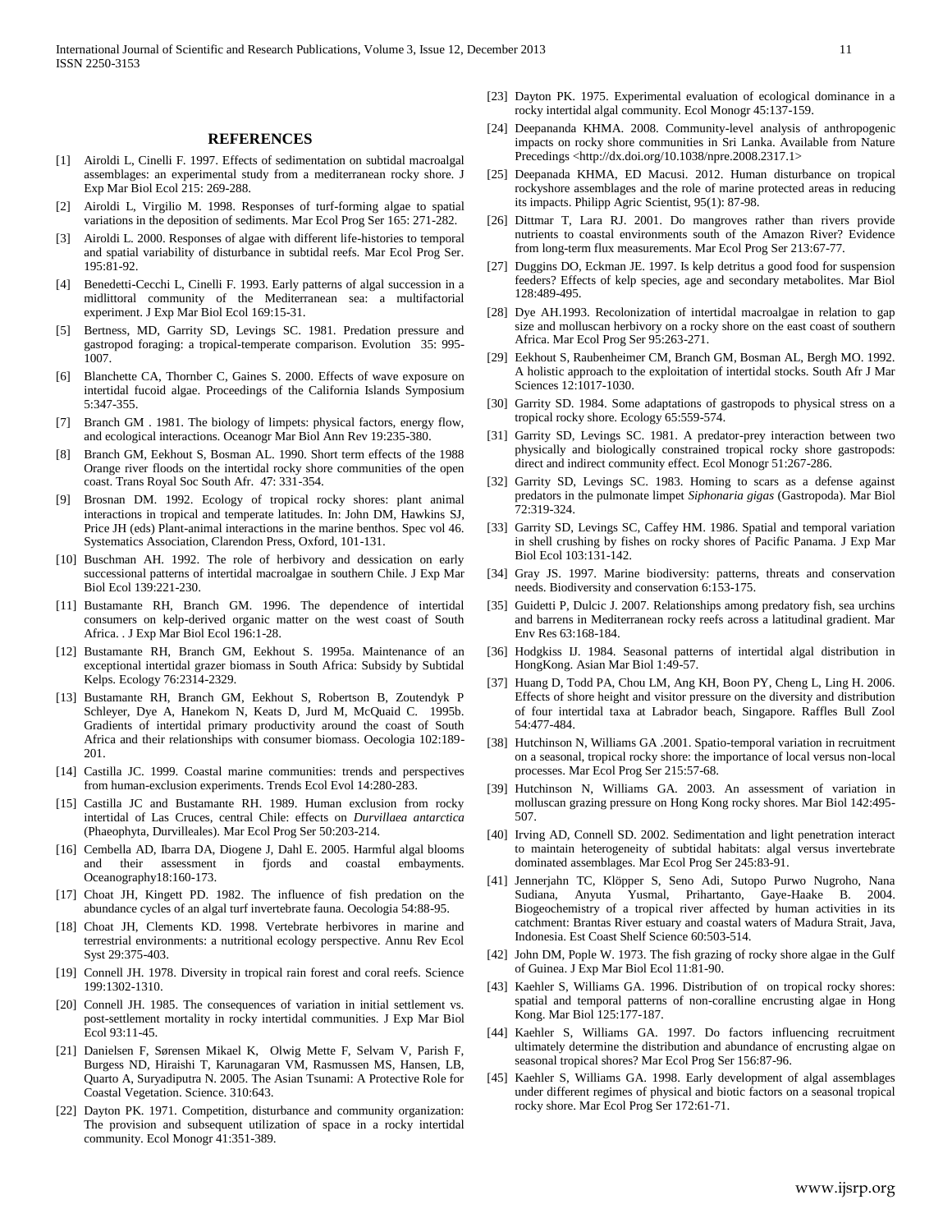## REFERENCES

[1] Airoldi L, Cinelli F. 1997. Effects of sedimentation on subtidal macroalgal assemblages: an experimental study from a mediterranean rocky shore. J Exp Mar Biol Ecol 215: 269-288.

[2] Airoldi L, Virgilio M. 1998. Responses of turf-forming algae to spatial variations in the deposition of sediments. Mar Ecol Prog Ser 165: 271-282.

[3] Airoldi L. 2000. Responses of algae with different life-histories to temporal and spatial variability of disturbance in subtidal reefs. Mar Ecol Prog Ser. 195:81-92.

[4] Benedetti-Cecchi L, Cinelli F. 1993. Early patterns of algal succession in a midlittoral community of the Mediterranean sea: a multifactorial experiment. J Exp Mar Biol Ecol 169:15-31.

[5] Bertness, MD, Garrity SD, Levings SC. 1981. Predation pressure and gastropod foraging: a tropical-temperate comparison. Evolution 35: 995-1007.

[6] Blanchette CA, Thornber C, Gaines S. 2000. Effects of wave exposure on intertidal fucoid algae. Proceedings of the California Islands Symposium 5:347-355.

[7] Branch GM . 1981. The biology of limpets: physical factors, energy flow, and ecological interactions. Oceanogr Mar Biol Ann Rev 19:235-380.

[8] Branch GM, Eekhout S, Bosman AL. 1990. Short term effects of the 1988 Orange river floods on the intertidal rocky shore communities of the open coast. Trans Royal Soc South Afr. 47: 331-354.

[9] Brosnan DM. 1992. Ecology of tropical rocky shores: plant animal interactions in tropical and temperate latitudes. In: John DM, Hawkins SJ, Price JH (eds) Plant-animal interactions in the marine benthos. Spec vol 46. Systematics Association, Clarendon Press, Oxford, 101-131.

[10] Buschman AH. 1992. The role of herbivory and dessication on early successional patterns of intertidal macroalgae in southern Chile. J Exp Mar Biol Ecol 139:221-230.

[11] Bustamante RH, Branch GM. 1996. The dependence of intertidal consumers on kelp-derived organic matter on the west coast of South Africa. . J Exp Mar Biol Ecol 196:1-28.

[12] Bustamante RH, Branch GM, Eekhout S. 1995a. Maintenance of an exceptional intertidal grazer biomass in South Africa: Subsidy by Subtidal Kelps. Ecology 76:2314-2329.

[13] Bustamante RH, Branch GM, Eekhout S, Robertson B, Zoutendyk P Schleyer, Dye A, Hanekom N, Keats D, Jurd M, McQuaid C. 1995b. Gradients of intertidal primary productivity around the coast of South Africa and their relationships with consumer biomass. Oecologia 102:189-201.

[14] Castilla JC. 1999. Coastal marine communities: trends and perspectives from human-exclusion experiments. Trends Ecol Evol 14:280-283.

[15] Castilla JC and Bustamante RH. 1989. Human exclusion from rocky intertidal of Las Cruces, central Chile: effects on *Durvillaea antarctica* (Phaeophyta, Durvilleales). Mar Ecol Prog Ser 50:203-214.

[16] Cembella AD, Ibarra DA, Diogene J, Dahl E. 2005. Harmful algal blooms and their assessment in fjords and coastal embayments. Oceanography18:160-173.

[17] Choat JH, Kingett PD. 1982. The influence of fish predation on the abundance cycles of an algal turf invertebrate fauna. Oecologia 54:88-95.

[18] Choat JH, Clements KD. 1998. Vertebrate herbivores in marine and terrestrial environments: a nutritional ecology perspective. Annu Rev Ecol Syst 29:375-403.

[19] Connell JH. 1978. Diversity in tropical rain forest and coral reefs. Science 199:1302-1310.

[20] Connell JH. 1985. The consequences of variation in initial settlement vs. post-settlement mortality in rocky intertidal communities. J Exp Mar Biol Ecol 93:11-45.

[21] Danielsen F, Sørensen Mikael K, Olwig Mette F, Selvam V, Parish F, Burgess ND, Hiraishi T, Karunagaran VM, Rasmussen MS, Hansen, LB, Quarto A, Suryadiputra N. 2005. The Asian Tsunami: A Protective Role for Coastal Vegetation. Science. 310:643.

[22] Dayton PK. 1971. Competition, disturbance and community organization: The provision and subsequent utilization of space in a rocky intertidal community. Ecol Monogr 41:351-389.

[23] Dayton PK. 1975. Experimental evaluation of ecological dominance in a rocky intertidal algal community. Ecol Monogr 45:137-159.

[24] Deepananda KHMA. 2008. Community-level analysis of anthropogenic impacts on rocky shore communities in Sri Lanka. Available from Nature Precedings <http://dx.doi.org/10.1038/npre.2008.2317.1>

[25] Deepanada KHMA, ED Macusi. 2012. Human disturbance on tropical rockyshore assemblages and the role of marine protected areas in reducing its impacts. Philipp Agric Scientist, 95(1): 87-98.

[26] Dittmar T, Lara RJ. 2001. Do mangroves rather than rivers provide nutrients to coastal environments south of the Amazon River? Evidence from long-term flux measurements. Mar Ecol Prog Ser 213:67-77.

[27] Duggins DO, Eckman JE. 1997. Is kelp detritus a good food for suspension feeders? Effects of kelp species, age and secondary metabolites. Mar Biol 128:489-495.

[28] Dye AH.1993. Recolonization of intertidal macroalgae in relation to gap size and molluscan herbivory on a rocky shore on the east coast of southern Africa. Mar Ecol Prog Ser 95:263-271.

[29] Eekhout S, Raubenheimer CM, Branch GM, Bosman AL, Bergh MO. 1992. A holistic approach to the exploitation of intertidal stocks. South Afr J Mar Sciences 12:1017-1030.

[30] Garrity SD. 1984. Some adaptations of gastropods to physical stress on a tropical rocky shore. Ecology 65:559-574.

[31] Garrity SD, Levings SC. 1981. A predator-prey interaction between two physically and biologically constrained tropical rocky shore gastropods: direct and indirect community effect. Ecol Monogr 51:267-286.

[32] Garrity SD, Levings SC. 1983. Homing to scars as a defense against predators in the pulmonate limpet *Siphonaria gigas* (Gastropoda). Mar Biol 72:319-324.

[33] Garrity SD, Levings SC, Caffey HM. 1986. Spatial and temporal variation in shell crushing by fishes on rocky shores of Pacific Panama. J Exp Mar Biol Ecol 103:131-142.

[34] Gray JS. 1997. Marine biodiversity: patterns, threats and conservation needs. Biodiversity and conservation 6:153-175.

[35] Guidetti P, Dulcic J. 2007. Relationships among predatory fish, sea urchins and barrens in Mediterranean rocky reefs across a latitudinal gradient. Mar Env Res 63:168-184.

[36] Hodgkiss IJ. 1984. Seasonal patterns of intertidal algal distribution in HongKong. Asian Mar Biol 1:49-57.

[37] Huang D, Todd PA, Chou LM, Ang KH, Boon PY, Cheng L, Ling H. 2006. Effects of shore height and visitor pressure on the diversity and distribution of four intertidal taxa at Labrador beach, Singapore. Raffles Bull Zool 54:477-484.

[38] Hutchinson N, Williams GA .2001. Spatio-temporal variation in recruitment on a seasonal, tropical rocky shore: the importance of local versus non-local processes. Mar Ecol Prog Ser 215:57-68.

[39] Hutchinson N, Williams GA. 2003. An assessment of variation in molluscan grazing pressure on Hong Kong rocky shores. Mar Biol 142:495-507.

[40] Irving AD, Connell SD. 2002. Sedimentation and light penetration interact to maintain heterogeneity of subtidal habitats: algal versus invertebrate dominated assemblages. Mar Ecol Prog Ser 245:83-91.

[41] Jennerjahn TC, Klöpper S, Seno Adi, Sutopo Purwo Nugroho, Nana Sudiana, Anyuta Yusmal, Prihartanto, Gaye-Haake B. 2004. Biogeochemistry of a tropical river affected by human activities in its catchment: Brantas River estuary and coastal waters of Madura Strait, Java, Indonesia. Est Coast Shelf Science 60:503-514.

[42] John DM, Pople W. 1973. The fish grazing of rocky shore algae in the Gulf of Guinea. J Exp Mar Biol Ecol 11:81-90.

[43] Kaehler S, Williams GA. 1996. Distribution of on tropical rocky shores: spatial and temporal patterns of non-coralline encrusting algae in Hong Kong. Mar Biol 125:177-187.

[44] Kaehler S, Williams GA. 1997. Do factors influencing recruitment ultimately determine the distribution and abundance of encrusting algae on seasonal tropical shores? Mar Ecol Prog Ser 156:87-96.

[45] Kaehler S, Williams GA. 1998. Early development of algal assemblages under different regimes of physical and biotic factors on a seasonal tropical rocky shore. Mar Ecol Prog Ser 172:61-71.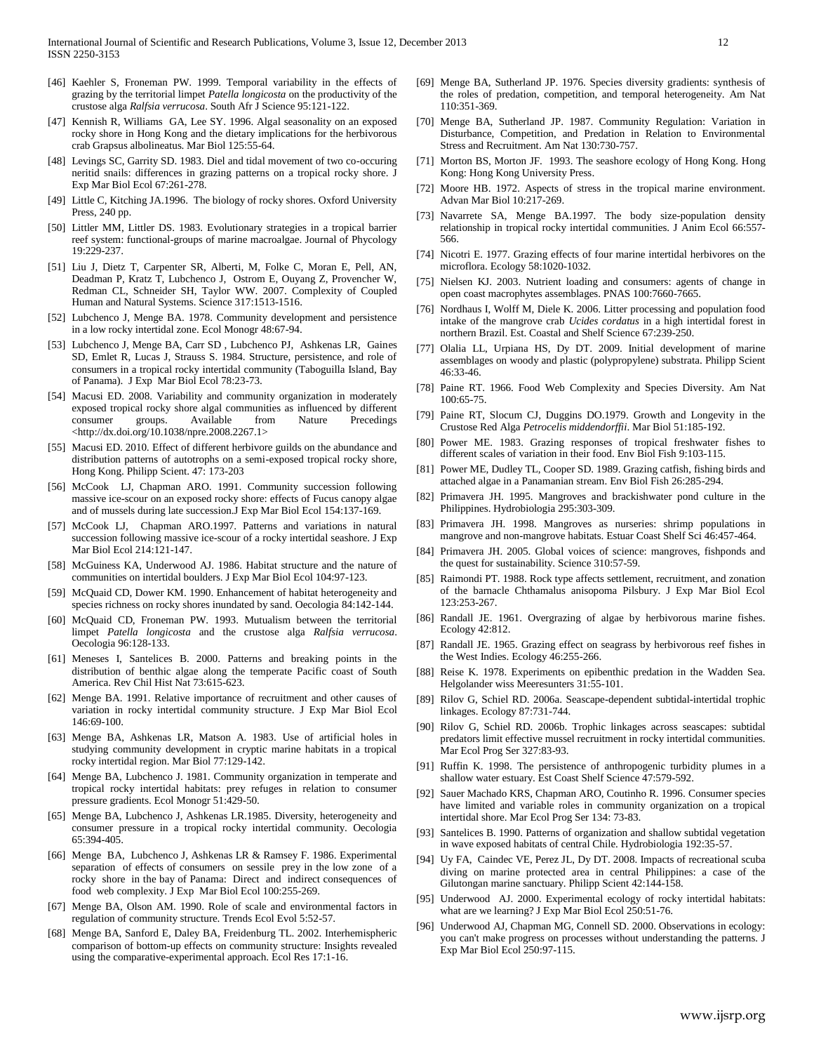[46] Kaehler S, Froneman PW. 1999. Temporal variability in the effects of grazing by the territorial limpet *Patella longicosta* on the productivity of the crustose alga *Ralfsia verrucosa*. South Afr J Science 95:121-122.

[47] Kennish R, Williams GA, Lee SY. 1996. Algal seasonality on an exposed rocky shore in Hong Kong and the dietary implications for the herbivorous crab Grapsus albolineatus. Mar Biol 125:55-64.

[48] Levings SC, Garrity SD. 1983. Diel and tidal movement of two co-occuring neritid snails: differences in grazing patterns on a tropical rocky shore. J Exp Mar Biol Ecol 67:261-278.

[49] Little C, Kitching JA.1996. The biology of rocky shores. Oxford University Press, 240 pp.

[50] Littler MM, Littler DS. 1983. Evolutionary strategies in a tropical barrier reef system: functional-groups of marine macroalgae. Journal of Phycology 19:229-237.

[51] Liu J, Dietz T, Carpenter SR, Alberti, M, Folke C, Moran E, Pell, AN, Deadman P, Kratz T, Lubchenco J, Ostrom E, Ouyang Z, Provencher W, Redman CL, Schneider SH, Taylor WW. 2007. Complexity of Coupled Human and Natural Systems. Science 317:1513-1516.

[52] Lubchenco J, Menge BA. 1978. Community development and persistence in a low rocky intertidal zone. Ecol Monogr 48:67-94.

[53] Lubchenco J, Menge BA, Carr SD , Lubchenco PJ, Ashkenas LR, Gaines SD, Emlet R, Lucas J, Strauss S. 1984. Structure, persistence, and role of consumers in a tropical rocky intertidal community (Taboguilla Island, Bay of Panama). J Exp Mar Biol Ecol 78:23-73.

[54] Macusi ED. 2008. Variability and community organization in moderately exposed tropical rocky shore algal communities as influenced by different consumer groups. Available from Nature Precedings <http://dx.doi.org/10.1038/npre.2008.2267.1>

[55] Macusi ED. 2010. Effect of different herbivore guilds on the abundance and distribution patterns of autotrophs on a semi-exposed tropical rocky shore, Hong Kong. Philipp Scient. 47: 173-203

[56] McCook LJ, Chapman ARO. 1991. Community succession following massive ice-scour on an exposed rocky shore: effects of Fucus canopy algae and of mussels during late succession.J Exp Mar Biol Ecol 154:137-169.

[57] McCook LJ, Chapman ARO.1997. Patterns and variations in natural succession following massive ice-scour of a rocky intertidal seashore. J Exp Mar Biol Ecol 214:121-147.

[58] McGuiness KA, Underwood AJ. 1986. Habitat structure and the nature of communities on intertidal boulders. J Exp Mar Biol Ecol 104:97-123.

[59] McQuaid CD, Dower KM. 1990. Enhancement of habitat heterogeneity and species richness on rocky shores inundated by sand. Oecologia 84:142-144.

[60] McQuaid CD, Froneman PW. 1993. Mutualism between the territorial limpet *Patella longicosta* and the crustose alga *Ralfsia verrucosa*. Oecologia 96:128-133.

[61] Meneses I, Santelices B. 2000. Patterns and breaking points in the distribution of benthic algae along the temperate Pacific coast of South America. Rev Chil Hist Nat 73:615-623.

[62] Menge BA. 1991. Relative importance of recruitment and other causes of variation in rocky intertidal community structure. J Exp Mar Biol Ecol 146:69-100.

[63] Menge BA, Ashkenas LR, Matson A. 1983. Use of artificial holes in studying community development in cryptic marine habitats in a tropical rocky intertidal region. Mar Biol 77:129-142.

[64] Menge BA, Lubchenco J. 1981. Community organization in temperate and tropical rocky intertidal habitats: prey refuges in relation to consumer pressure gradients. Ecol Monogr 51:429-50.

[65] Menge BA, Lubchenco J, Ashkenas LR.1985. Diversity, heterogeneity and consumer pressure in a tropical rocky intertidal community. Oecologia 65:394-405.

[66] Menge BA, Lubchenco J, Ashkenas LR & Ramsey F. 1986. Experimental separation of effects of consumers on sessile prey in the low zone of a rocky shore in the bay of Panama: Direct and indirect consequences of food web complexity. J Exp Mar Biol Ecol 100:255-269.

[67] Menge BA, Olson AM. 1990. Role of scale and environmental factors in regulation of community structure. Trends Ecol Evol 5:52-57.

[68] Menge BA, Sanford E, Daley BA, Freidenburg TL. 2002. Interhemispheric comparison of bottom-up effects on community structure: Insights revealed using the comparative-experimental approach. Ecol Res 17:1-16.

[69] Menge BA, Sutherland JP. 1976. Species diversity gradients: synthesis of the roles of predation, competition, and temporal heterogeneity. Am Nat 110:351-369.

[70] Menge BA, Sutherland JP. 1987. Community Regulation: Variation in Disturbance, Competition, and Predation in Relation to Environmental Stress and Recruitment. Am Nat 130:730-757.

[71] Morton BS, Morton JF. 1993. The seashore ecology of Hong Kong. Hong Kong: Hong Kong University Press.

[72] Moore HB. 1972. Aspects of stress in the tropical marine environment. Advan Mar Biol 10:217-269.

[73] Navarrete SA, Menge BA.1997. The body size-population density relationship in tropical rocky intertidal communities. J Anim Ecol 66:557-566.

[74] Nicotri E. 1977. Grazing effects of four marine intertidal herbivores on the microflora. Ecology 58:1020-1032.

[75] Nielsen KJ. 2003. Nutrient loading and consumers: agents of change in open coast macrophytes assemblages. PNAS 100:7660-7665.

[76] Nordhaus I, Wolff M, Diele K. 2006. Litter processing and population food intake of the mangrove crab *Ucides cordatus* in a high intertidal forest in northern Brazil. Est. Coastal and Shelf Science 67:239-250.

[77] Olalia LL, Urpiana HS, Dy DT. 2009. Initial development of marine assemblages on woody and plastic (polypropylene) substrata. Philipp Scient 46:33-46.

[78] Paine RT. 1966. Food Web Complexity and Species Diversity. Am Nat 100:65-75.

[79] Paine RT, Slocum CJ, Duggins DO.1979. Growth and Longevity in the Crustose Red Alga *Petrocelis middendorffii*. Mar Biol 51:185-192.

[80] Power ME. 1983. Grazing responses of tropical freshwater fishes to different scales of variation in their food. Env Biol Fish 9:103-115.

[81] Power ME, Dudley TL, Cooper SD. 1989. Grazing catfish, fishing birds and attached algae in a Panamanian stream. Env Biol Fish 26:285-294.

[82] Primavera JH. 1995. Mangroves and brackishwater pond culture in the Philippines. Hydrobiologia 295:303-309.

[83] Primavera JH. 1998. Mangroves as nurseries: shrimp populations in mangrove and non-mangrove habitats. Estuar Coast Shelf Sci 46:457-464.

[84] Primavera JH. 2005. Global voices of science: mangroves, fishponds and the quest for sustainability. Science 310:57-59.

[85] Raimondi PT. 1988. Rock type affects settlement, recruitment, and zonation of the barnacle Chthamalus anisopoma Pilsbury. J Exp Mar Biol Ecol 123:253-267.

[86] Randall JE. 1961. Overgrazing of algae by herbivorous marine fishes. Ecology 42:812.

[87] Randall JE. 1965. Grazing effect on seagrass by herbivorous reef fishes in the West Indies. Ecology 46:255-266.

[88] Reise K. 1978. Experiments on epibenthic predation in the Wadden Sea. Helgolander wiss Meeresunters 31:55-101.

[89] Rilov G, Schiel RD. 2006a. Seascape-dependent subtidal-intertidal trophic linkages. Ecology 87:731-744.

[90] Rilov G, Schiel RD. 2006b. Trophic linkages across seascapes: subtidal predators limit effective mussel recruitment in rocky intertidal communities. Mar Ecol Prog Ser 327:83-93.

[91] Ruffin K. 1998. The persistence of anthropogenic turbidity plumes in a shallow water estuary. Est Coast Shelf Science 47:579-592.

[92] Sauer Machado KRS, Chapman ARO, Coutinho R. 1996. Consumer species have limited and variable roles in community organization on a tropical intertidal shore. Mar Ecol Prog Ser 134: 73-83.

[93] Santelices B. 1990. Patterns of organization and shallow subtidal vegetation in wave exposed habitats of central Chile. Hydrobiologia 192:35-57.

[94] Uy FA, Caindec VE, Perez JL, Dy DT. 2008. Impacts of recreational scuba diving on marine protected area in central Philippines: a case of the Gilutongan marine sanctuary. Philipp Scient 42:144-158.

[95] Underwood AJ. 2000. Experimental ecology of rocky intertidal habitats: what are we learning? J Exp Mar Biol Ecol 250:51-76.

[96] Underwood AJ, Chapman MG, Connell SD. 2000. Observations in ecology: you can't make progress on processes without understanding the patterns. J Exp Mar Biol Ecol 250:97-115.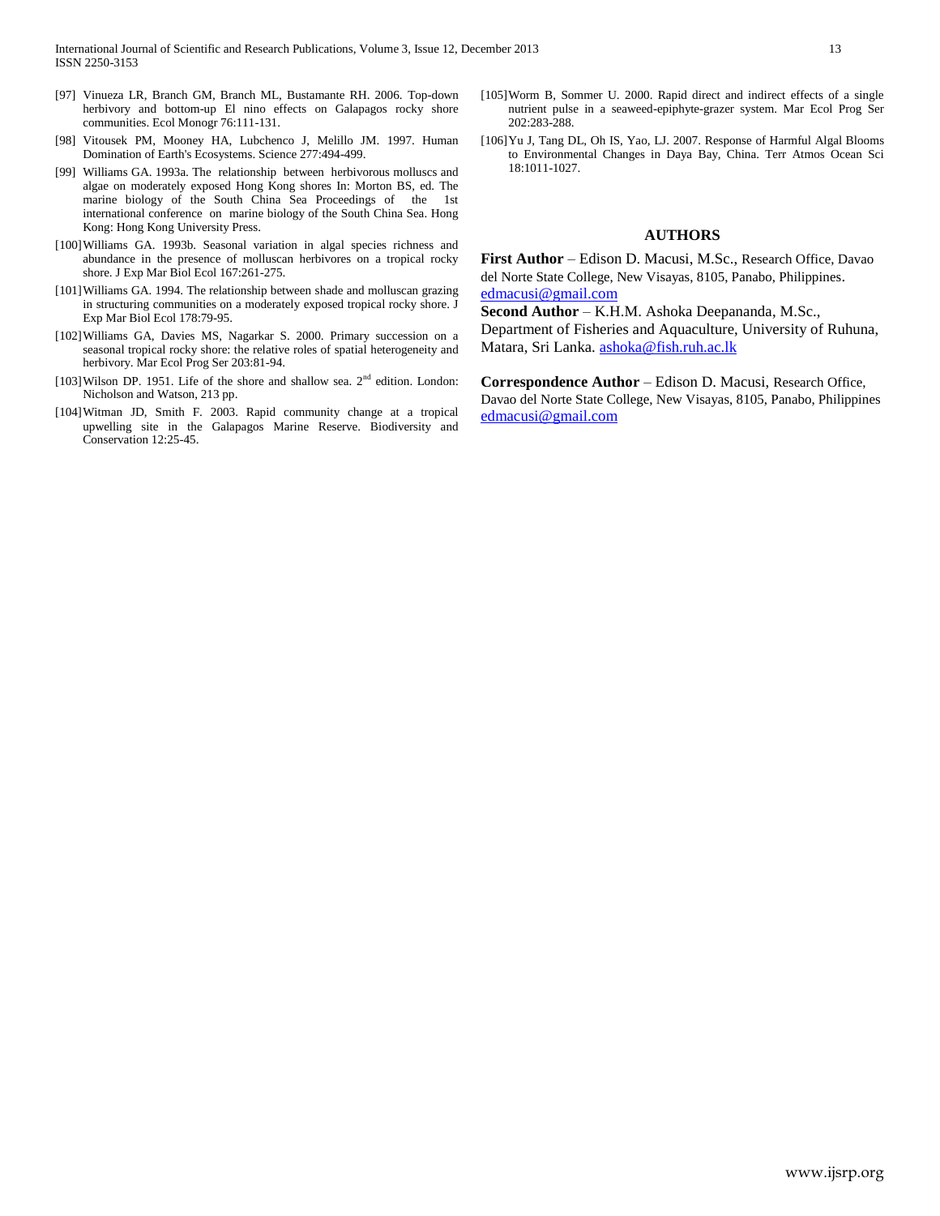[97] Vinueza LR, Branch GM, Branch ML, Bustamante RH. 2006. Top-down herbivory and bottom-up El nino effects on Galapagos rocky shore communities. Ecol Monogr 76:111-131.

[98] Vitousek PM, Mooney HA, Lubchenco J, Melillo JM. 1997. Human Domination of Earth's Ecosystems. Science 277:494-499.

[99] Williams GA. 1993a. The relationship between herbivorous molluscs and algae on moderately exposed Hong Kong shores In: Morton BS, ed. The marine biology of the South China Sea Proceedings of the 1st international conference on marine biology of the South China Sea. Hong Kong: Hong Kong University Press.

[100] Williams GA. 1993b. Seasonal variation in algal species richness and abundance in the presence of molluscan herbivores on a tropical rocky shore. J Exp Mar Biol Ecol 167:261-275.

[101] Williams GA. 1994. The relationship between shade and molluscan grazing in structuring communities on a moderately exposed tropical rocky shore. J Exp Mar Biol Ecol 178:79-95.

[102] Williams GA, Davies MS, Nagarkar S. 2000. Primary succession on a seasonal tropical rocky shore: the relative roles of spatial heterogeneity and herbivory. Mar Ecol Prog Ser 203:81-94.

[103] Wilson DP. 1951. Life of the shore and shallow sea. 2nd edition. London: Nicholson and Watson, 213 pp.

[104] Witman JD, Smith F. 2003. Rapid community change at a tropical upwelling site in the Galapagos Marine Reserve. Biodiversity and Conservation 12:25-45.

[105] Worm B, Sommer U. 2000. Rapid direct and indirect effects of a single nutrient pulse in a seaweed-epiphyte-grazer system. Mar Ecol Prog Ser 202:283-288.

[106] Yu J, Tang DL, Oh IS, Yao, LJ. 2007. Response of Harmful Algal Blooms to Environmental Changes in Daya Bay, China. Terr Atmos Ocean Sci 18:1011-1027.

## AUTHORS

**First Author** – Edison D. Macusi, M.Sc., Research Office, Davao del Norte State College, New Visayas, 8105, Panabo, Philippines. edmacusi@gmail.com

**Second Author** – K.H.M. Ashoka Deepananda, M.Sc., Department of Fisheries and Aquaculture, University of Ruhuna, Matara, Sri Lanka. ashoka@fish.ruh.ac.lk

**Correspondence Author** – Edison D. Macusi, Research Office, Davao del Norte State College, New Visayas, 8105, Panabo, Philippines edmacusi@gmail.com